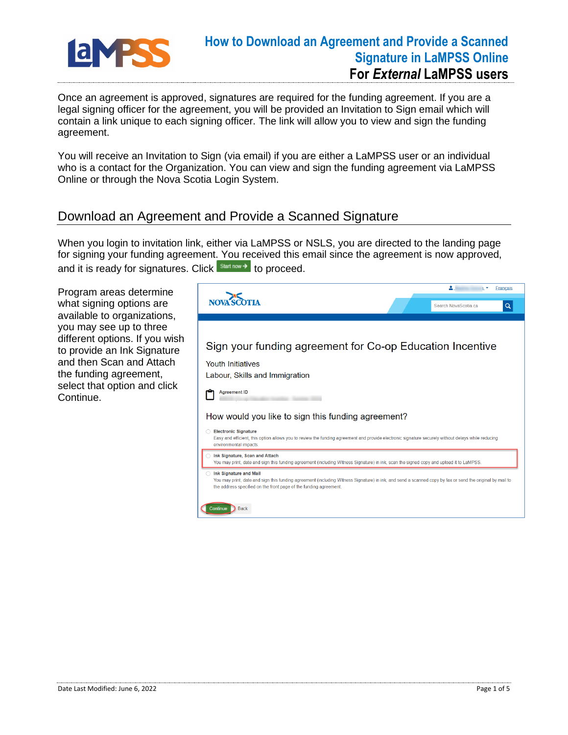# How to Download an Agreement and Provide a Scanned Signature in LaMPSS Online

**For *External* LaMPSS users**

Once an agreement is approved, signatures are required for the funding agreement. If you are a legal signing officer for the agreement, you will be provided an Invitation to Sign email which will contain a link unique to each signing officer. The link will allow you to view and sign the funding agreement.

You will receive an Invitation to Sign (via email) if you are either a LaMPSS user or an individual who is a contact for the Organization. You can view and sign the funding agreement via LaMPSS Online or through the Nova Scotia Login System.

## Download an Agreement and Provide a Scanned Signature

When you login to invitation link, either via LaMPSS or NSLS, you are directed to the landing page for signing your funding agreement. You received this email since the agreement is now approved, and it is ready for signatures. Click Start now → to proceed.

Program areas determine what signing options are available to organizations, you may see up to three different options. If you wish to provide an Ink Signature and then Scan and Attach the funding agreement, select that option and click Continue.

Date Last Modified: June 6, 2022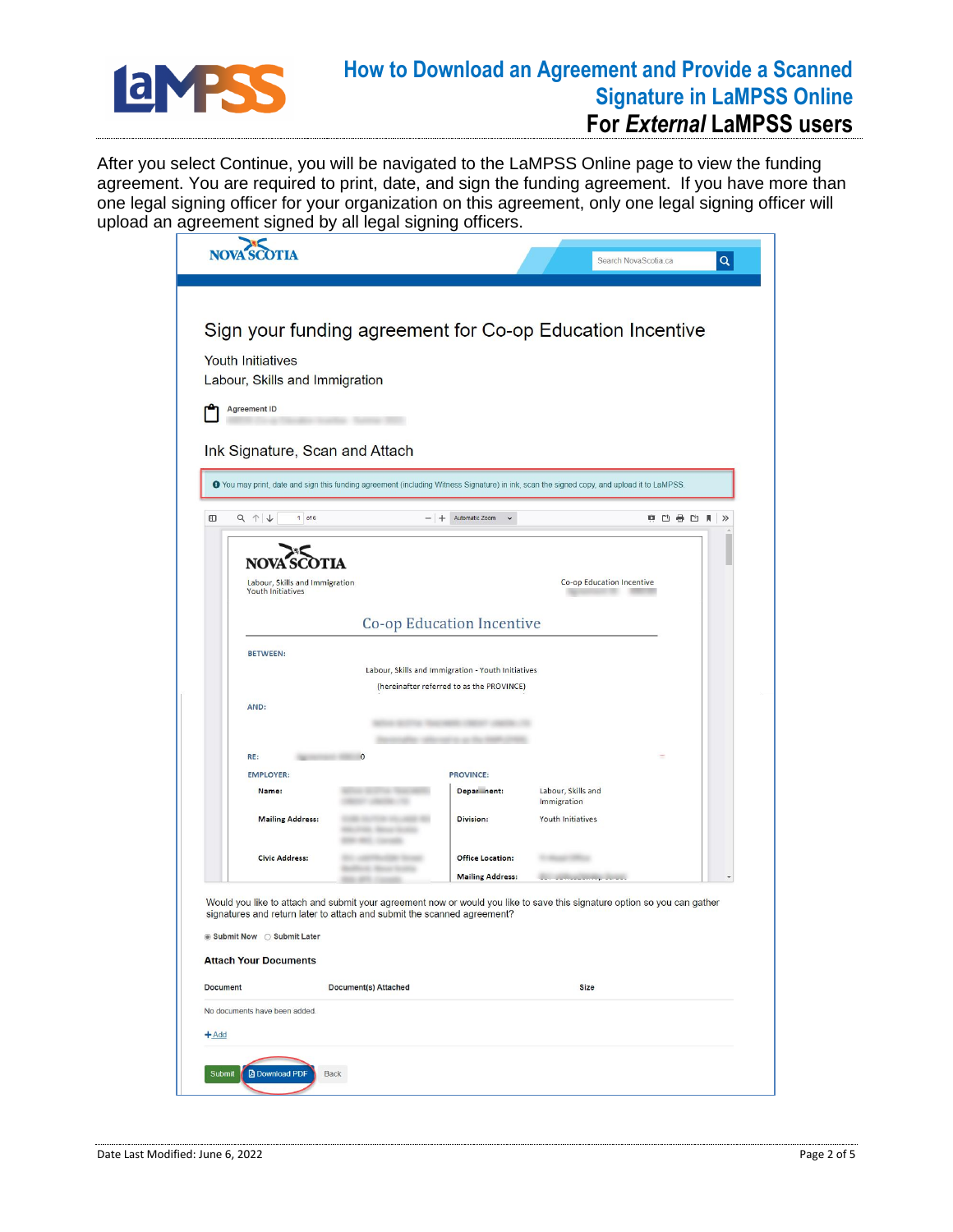After you select Continue, you will be navigated to the LaMPSS Online page to view the funding agreement. You are required to print, date, and sign the funding agreement. If you have more than one legal signing officer for your organization on this agreement, only one legal signing officer will upload an agreement signed by all legal signing officers.

Sign your funding agreement for Co-op Education Incentive

Youth Initiatives
Labour, Skills and Immigration

Agreement ID

Ink Signature, Scan and Attach

You may print, date and sign this funding agreement (including Witness Signature) in ink, scan the signed copy, and upload it to LaMPSS

Would you like to attach and submit your agreement now or would you like to save this signature option so you can gather signatures and return later to attach and submit the scanned agreement?

Submit Now   Submit Later

Attach Your Documents

| Document | Document(s) Attached | Size |
| --- | --- | --- |

No documents have been added.

+ Add

Submit   Download PDF   Back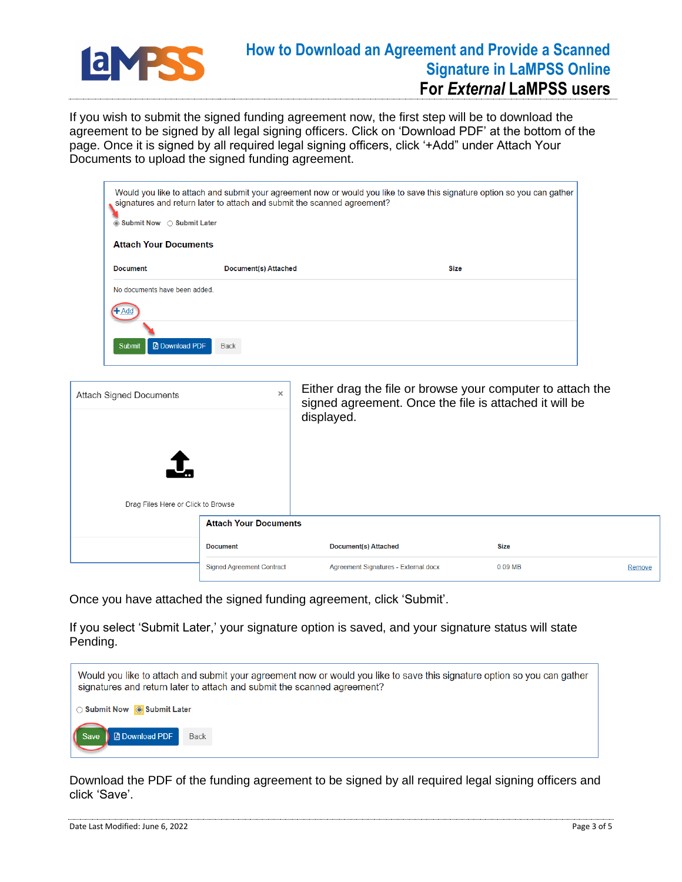If you wish to submit the signed funding agreement now, the first step will be to download the agreement to be signed by all legal signing officers. Click on ‘Download PDF’ at the bottom of the page. Once it is signed by all required legal signing officers, click ‘+Add” under Attach Your Documents to upload the signed funding agreement.

Would you like to attach and submit your agreement now or would you like to save this signature option so you can gather signatures and return later to attach and submit the scanned agreement?

Submit Now   Submit Later

**Attach Your Documents**

| Document | Document(s) Attached | Size |
| --- | --- | --- |
| No documents have been added. | | |

+Add

Submit   Download PDF   Back

Attach Signed Documents

Drag Files Here or Click to Browse

Either drag the file or browse your computer to attach the signed agreement. Once the file is attached it will be displayed.

**Attach Your Documents**

| Document | Document(s) Attached | Size | |
| --- | --- | --- | --- |
| Signed Agreement Contract | Agreement Signatures - External.docx | 0.09 MB | Remove |

Once you have attached the signed funding agreement, click ‘Submit’.

If you select ‘Submit Later,’ your signature option is saved, and your signature status will state Pending.

Would you like to attach and submit your agreement now or would you like to save this signature option so you can gather signatures and return later to attach and submit the scanned agreement?

Submit Now   Submit Later

Save   Download PDF   Back

Download the PDF of the funding agreement to be signed by all required legal signing officers and click ‘Save’.

Date Last Modified: June 6, 2022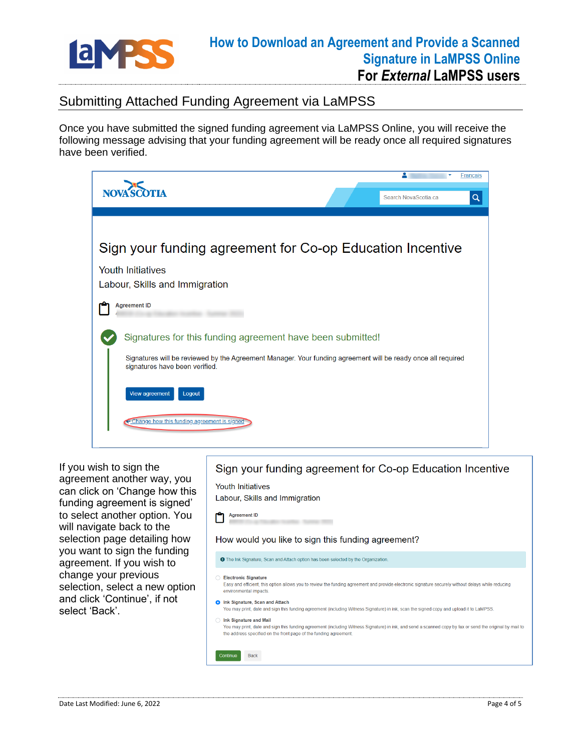## Submitting Attached Funding Agreement via LaMPSS

Once you have submitted the signed funding agreement via LaMPSS Online, you will receive the following message advising that your funding agreement will be ready once all required signatures have been verified.

# Sign your funding agreement for Co-op Education Incentive

Youth Initiatives

Labour, Skills and Immigration

**Agreement ID**

Signatures for this funding agreement have been submitted!

Signatures will be reviewed by the Agreement Manager. Your funding agreement will be ready once all required signatures have been verified.

View agreement | Logout

← Change how this funding agreement is signed

If you wish to sign the agreement another way, you can click on 'Change how this funding agreement is signed' to select another option. You will navigate back to the selection page detailing how you want to sign the funding agreement. If you wish to change your previous selection, select a new option and click 'Continue', if not select 'Back'.

# Sign your funding agreement for Co-op Education Incentive

Youth Initiatives

Labour, Skills and Immigration

**Agreement ID**

How would you like to sign this funding agreement?

The Ink Signature, Scan and Attach option has been selected by the Organization.

- **Electronic Signature**
  Easy and efficient, this option allows you to review the funding agreement and provide electronic signature securely without delays while reducing environmental impacts.
- **Ink Signature, Scan and Attach**
  You may print, date and sign this funding agreement (including Witness Signature) in ink, scan the signed copy and upload it to LaMPSS.
- **Ink Signature and Mail**
  You may print, date and sign this funding agreement (including Witness Signature) in ink, and send a scanned copy by fax or send the original by mail to the address specified on the front page of the funding agreement.

Continue | Back

Date Last Modified: June 6, 2022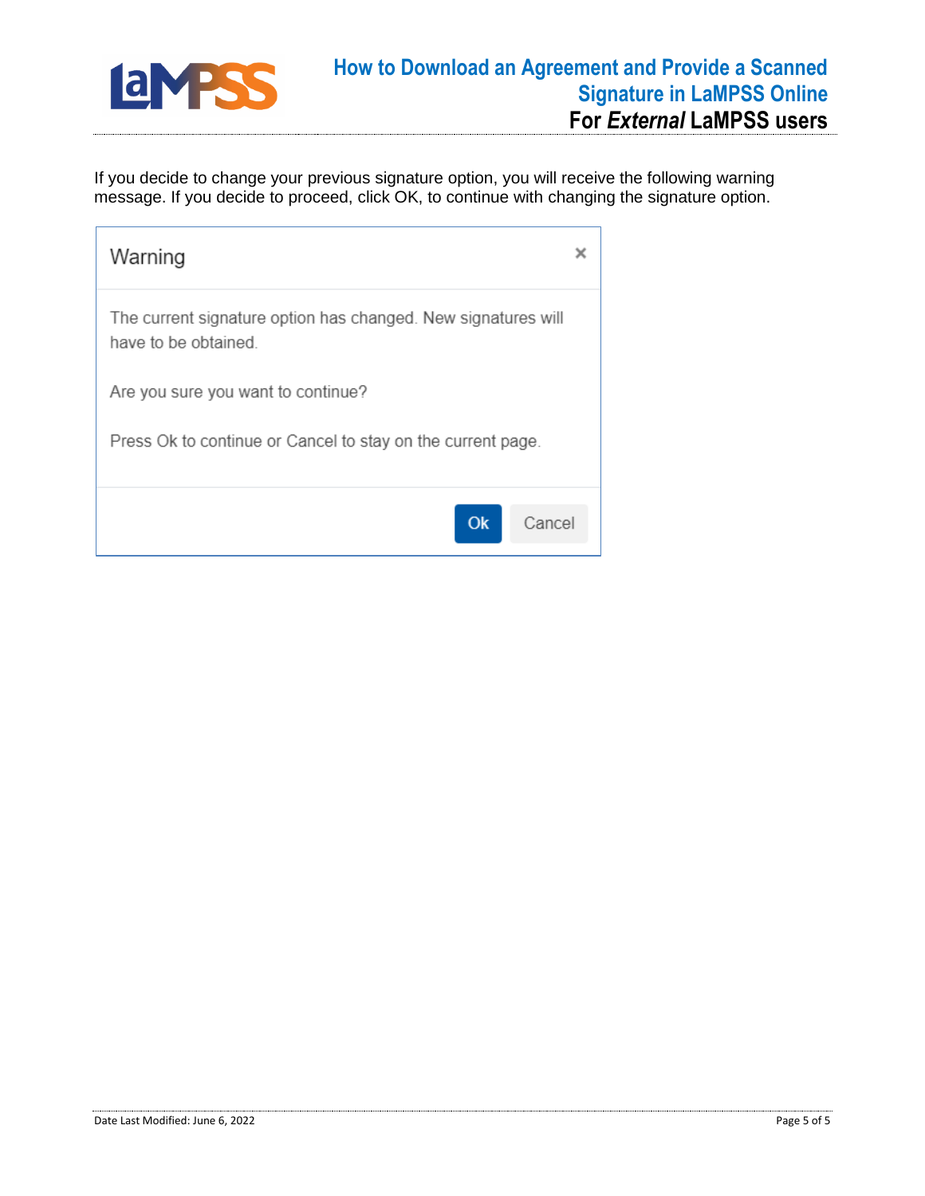If you decide to change your previous signature option, you will receive the following warning message. If you decide to proceed, click OK, to continue with changing the signature option.

Warning

×

The current signature option has changed. New signatures will have to be obtained.

Are you sure you want to continue?

Press Ok to continue or Cancel to stay on the current page.

Ok Cancel